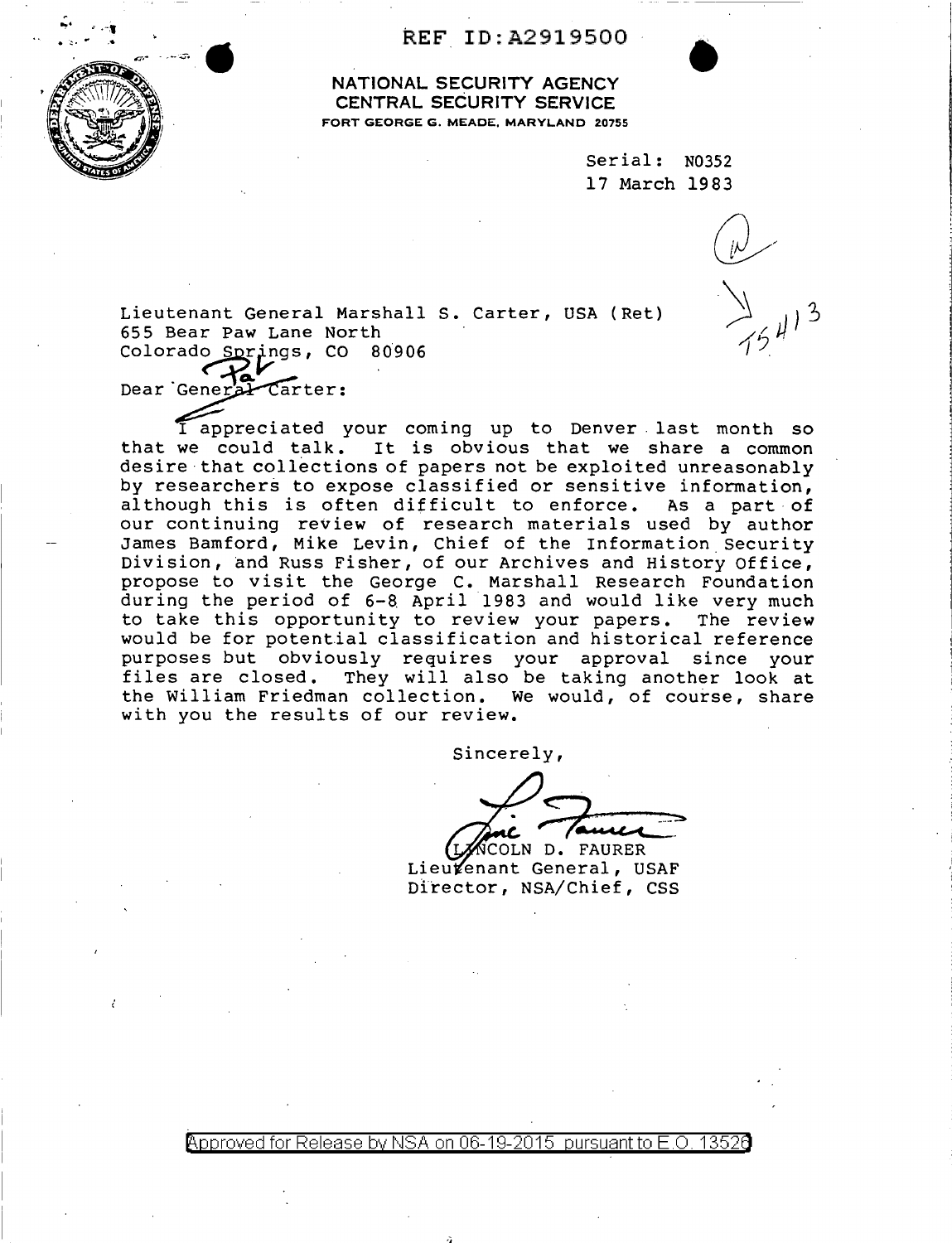REF ID:A2919500

NATIONAL SECURITY AGENCY
CENTRAL SECURITY SERVICE
FORT GEORGE G. MEADE, MARYLAND 20755

Serial: N0352
17 March 1983

Lieutenant General Marshall S. Carter, USA (Ret)
655 Bear Paw Lane North
Colorado Springs, CO 80906

Dear General Carter: Pat

I appreciated your coming up to Denver last month so that we could talk. It is obvious that we share a common desire that collections of papers not be exploited unreasonably by researchers to expose classified or sensitive information, although this is often difficult to enforce. As a part of our continuing review of research materials used by author James Bamford, Mike Levin, Chief of the Information Security Division, and Russ Fisher, of our Archives and History Office, propose to visit the George C. Marshall Research Foundation during the period of 6-8 April 1983 and would like very much to take this opportunity to review your papers. The review would be for potential classification and historical reference purposes but obviously requires your approval since your files are closed. They will also be taking another look at the William Friedman collection. We would, of course, share with you the results of our review.

Sincerely,

LINCOLN D. FAURER
Lieutenant General, USAF
Director, NSA/Chief, CSS

Approved for Release by NSA on 06-19-2015 pursuant to E.O. 13526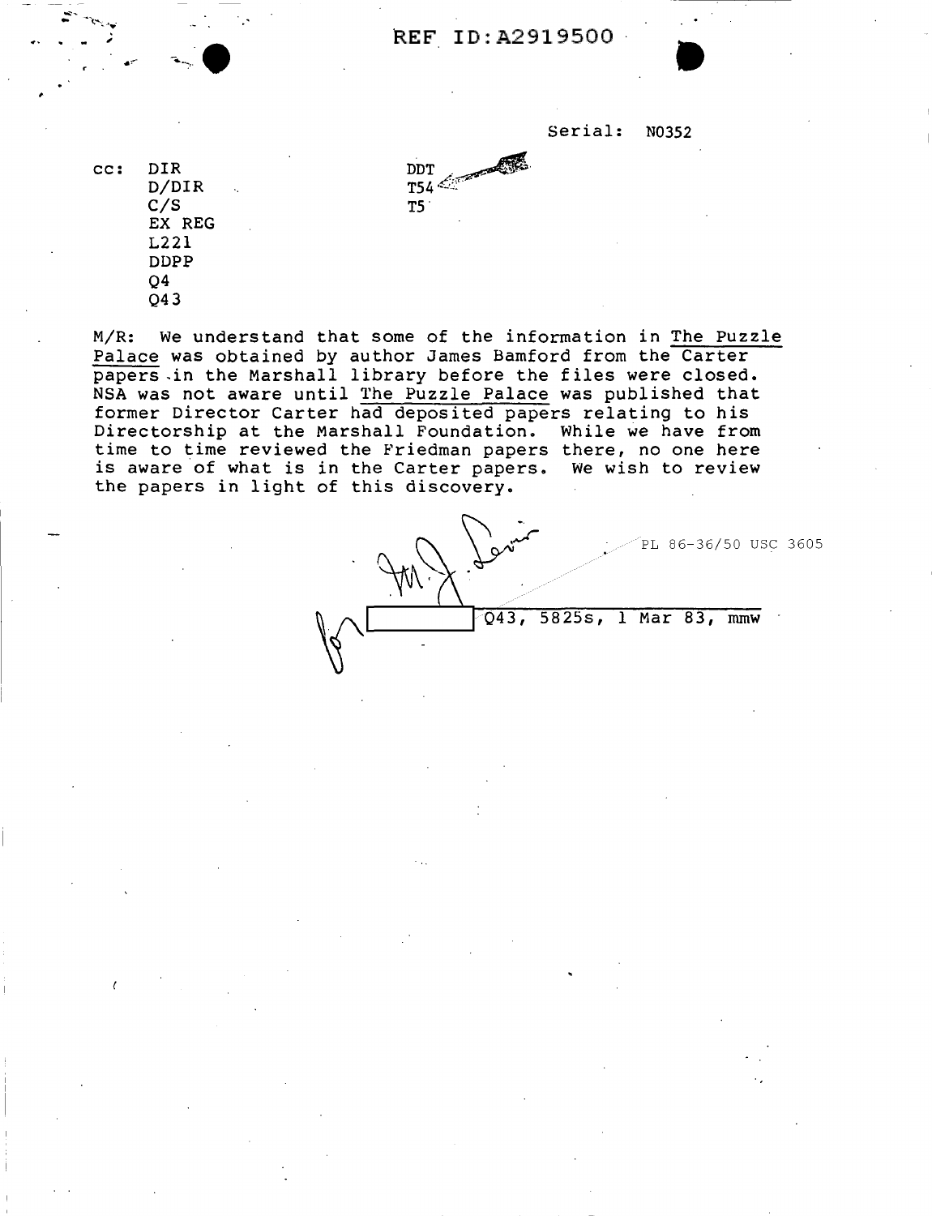REF ID:A2919500

Serial: N0352

cc: DIR
D/DIR
C/S
EX REG
L221
DDPP
Q4
Q43

DDT
T54
T5

M/R: We understand that some of the information in The Puzzle Palace was obtained by author James Bamford from the Carter papers in the Marshall library before the files were closed. NSA was not aware until The Puzzle Palace was published that former Director Carter had deposited papers relating to his Directorship at the Marshall Foundation. While we have from time to time reviewed the Friedman papers there, no one here is aware of what is in the Carter papers. We wish to review the papers in light of this discovery.

PL 86-36/50 USC 3605

[ ] Q43, 5825s, 1 Mar 83, mmw